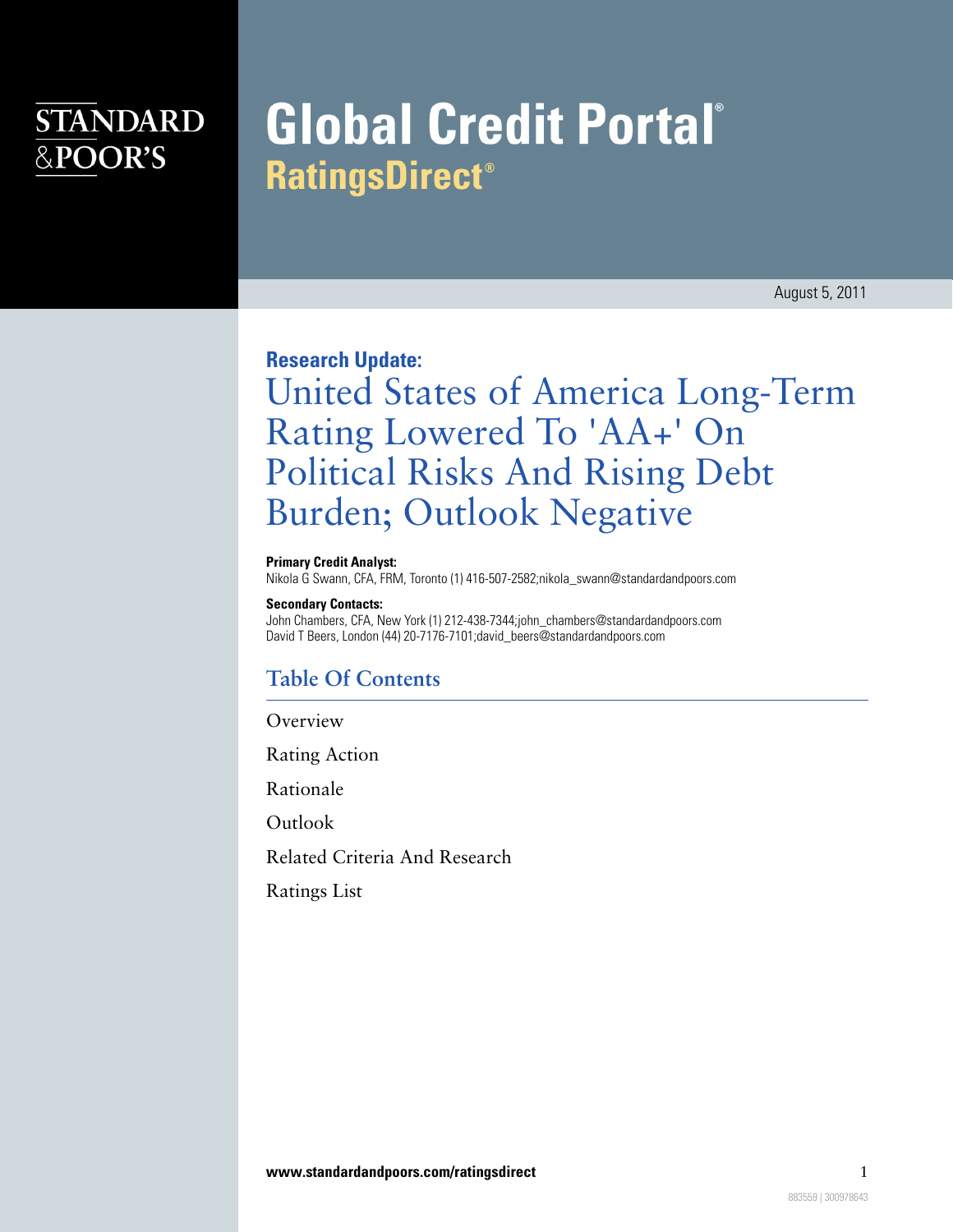STANDARD
&POOR'S

# Global Credit Portal®

## RatingsDirect®

August 5, 2011

**Research Update:**

# United States of America Long-Term Rating Lowered To 'AA+' On Political Risks And Rising Debt Burden; Outlook Negative

**Primary Credit Analyst:**
Nikola G Swann, CFA, FRM, Toronto (1) 416-507-2582;nikola_swann@standardandpoors.com

**Secondary Contacts:**
John Chambers, CFA, New York (1) 212-438-7344;john_chambers@standardandpoors.com
David T Beers, London (44) 20-7176-7101;david_beers@standardandpoors.com

## Table Of Contents

Overview

Rating Action

Rationale

Outlook

Related Criteria And Research

Ratings List

www.standardandpoors.com/ratingsdirect

883559 | 300978643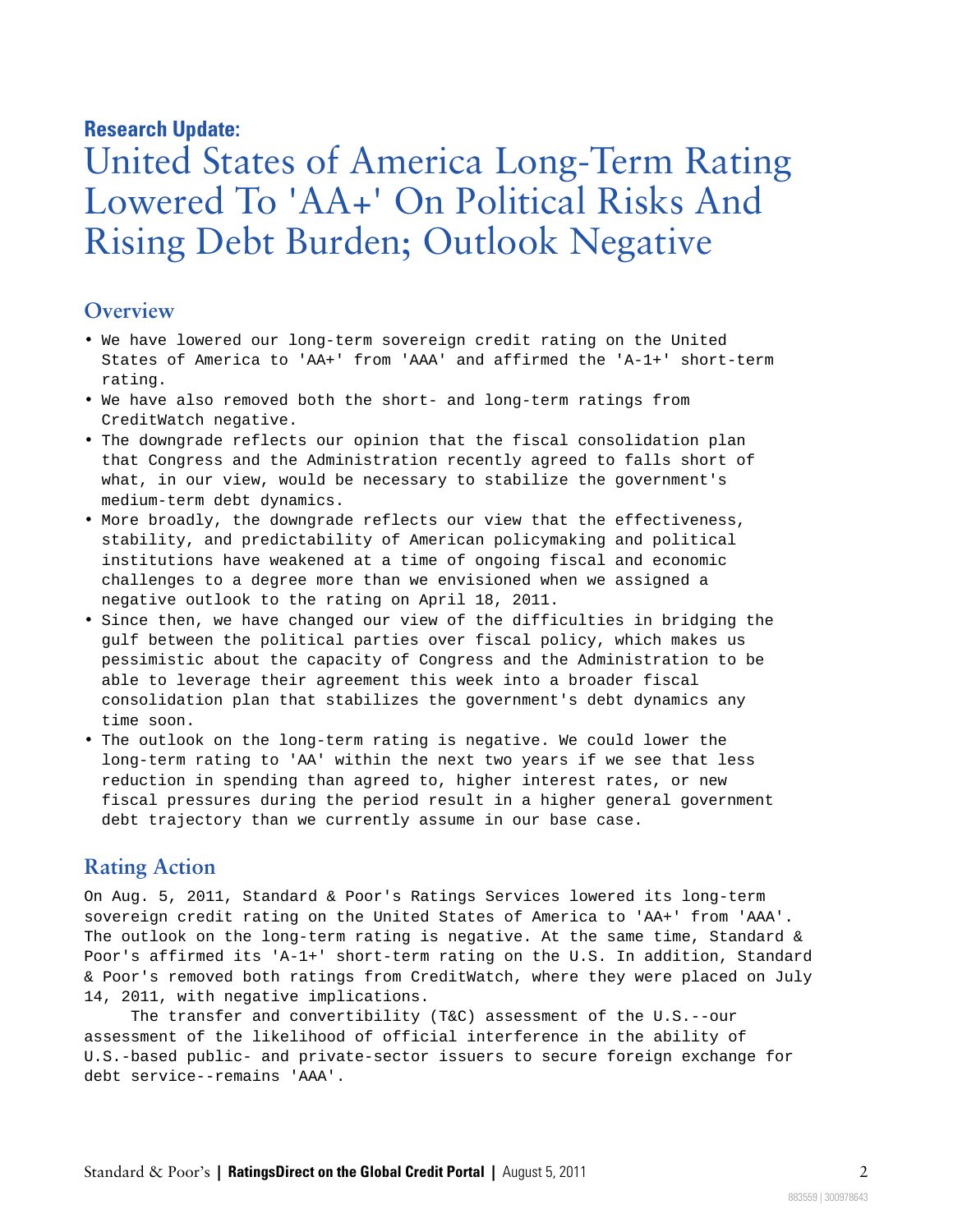**Research Update:**

# United States of America Long-Term Rating Lowered To 'AA+' On Political Risks And Rising Debt Burden; Outlook Negative

## Overview

- We have lowered our long-term sovereign credit rating on the United States of America to 'AA+' from 'AAA' and affirmed the 'A-1+' short-term rating.
- We have also removed both the short- and long-term ratings from CreditWatch negative.
- The downgrade reflects our opinion that the fiscal consolidation plan that Congress and the Administration recently agreed to falls short of what, in our view, would be necessary to stabilize the government's medium-term debt dynamics.
- More broadly, the downgrade reflects our view that the effectiveness, stability, and predictability of American policymaking and political institutions have weakened at a time of ongoing fiscal and economic challenges to a degree more than we envisioned when we assigned a negative outlook to the rating on April 18, 2011.
- Since then, we have changed our view of the difficulties in bridging the gulf between the political parties over fiscal policy, which makes us pessimistic about the capacity of Congress and the Administration to be able to leverage their agreement this week into a broader fiscal consolidation plan that stabilizes the government's debt dynamics any time soon.
- The outlook on the long-term rating is negative. We could lower the long-term rating to 'AA' within the next two years if we see that less reduction in spending than agreed to, higher interest rates, or new fiscal pressures during the period result in a higher general government debt trajectory than we currently assume in our base case.

## Rating Action

On Aug. 5, 2011, Standard & Poor's Ratings Services lowered its long-term sovereign credit rating on the United States of America to 'AA+' from 'AAA'. The outlook on the long-term rating is negative. At the same time, Standard & Poor's affirmed its 'A-1+' short-term rating on the U.S. In addition, Standard & Poor's removed both ratings from CreditWatch, where they were placed on July 14, 2011, with negative implications.

The transfer and convertibility (T&C) assessment of the U.S.--our assessment of the likelihood of official interference in the ability of U.S.-based public- and private-sector issuers to secure foreign exchange for debt service--remains 'AAA'.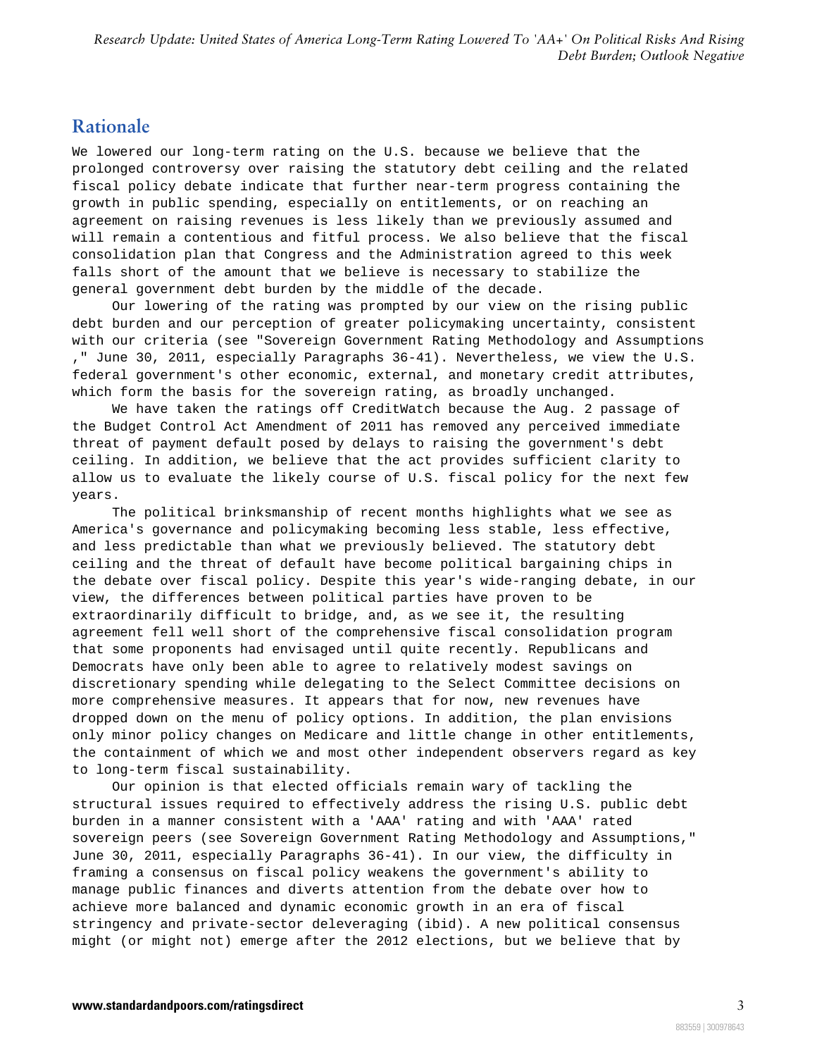## Rationale

We lowered our long-term rating on the U.S. because we believe that the prolonged controversy over raising the statutory debt ceiling and the related fiscal policy debate indicate that further near-term progress containing the growth in public spending, especially on entitlements, or on reaching an agreement on raising revenues is less likely than we previously assumed and will remain a contentious and fitful process. We also believe that the fiscal consolidation plan that Congress and the Administration agreed to this week falls short of the amount that we believe is necessary to stabilize the general government debt burden by the middle of the decade.

Our lowering of the rating was prompted by our view on the rising public debt burden and our perception of greater policymaking uncertainty, consistent with our criteria (see "Sovereign Government Rating Methodology and Assumptions ," June 30, 2011, especially Paragraphs 36-41). Nevertheless, we view the U.S. federal government's other economic, external, and monetary credit attributes, which form the basis for the sovereign rating, as broadly unchanged.

We have taken the ratings off CreditWatch because the Aug. 2 passage of the Budget Control Act Amendment of 2011 has removed any perceived immediate threat of payment default posed by delays to raising the government's debt ceiling. In addition, we believe that the act provides sufficient clarity to allow us to evaluate the likely course of U.S. fiscal policy for the next few years.

The political brinksmanship of recent months highlights what we see as America's governance and policymaking becoming less stable, less effective, and less predictable than what we previously believed. The statutory debt ceiling and the threat of default have become political bargaining chips in the debate over fiscal policy. Despite this year's wide-ranging debate, in our view, the differences between political parties have proven to be extraordinarily difficult to bridge, and, as we see it, the resulting agreement fell well short of the comprehensive fiscal consolidation program that some proponents had envisaged until quite recently. Republicans and Democrats have only been able to agree to relatively modest savings on discretionary spending while delegating to the Select Committee decisions on more comprehensive measures. It appears that for now, new revenues have dropped down on the menu of policy options. In addition, the plan envisions only minor policy changes on Medicare and little change in other entitlements, the containment of which we and most other independent observers regard as key to long-term fiscal sustainability.

Our opinion is that elected officials remain wary of tackling the structural issues required to effectively address the rising U.S. public debt burden in a manner consistent with a 'AAA' rating and with 'AAA' rated sovereign peers (see Sovereign Government Rating Methodology and Assumptions," June 30, 2011, especially Paragraphs 36-41). In our view, the difficulty in framing a consensus on fiscal policy weakens the government's ability to manage public finances and diverts attention from the debate over how to achieve more balanced and dynamic economic growth in an era of fiscal stringency and private-sector deleveraging (ibid). A new political consensus might (or might not) emerge after the 2012 elections, but we believe that by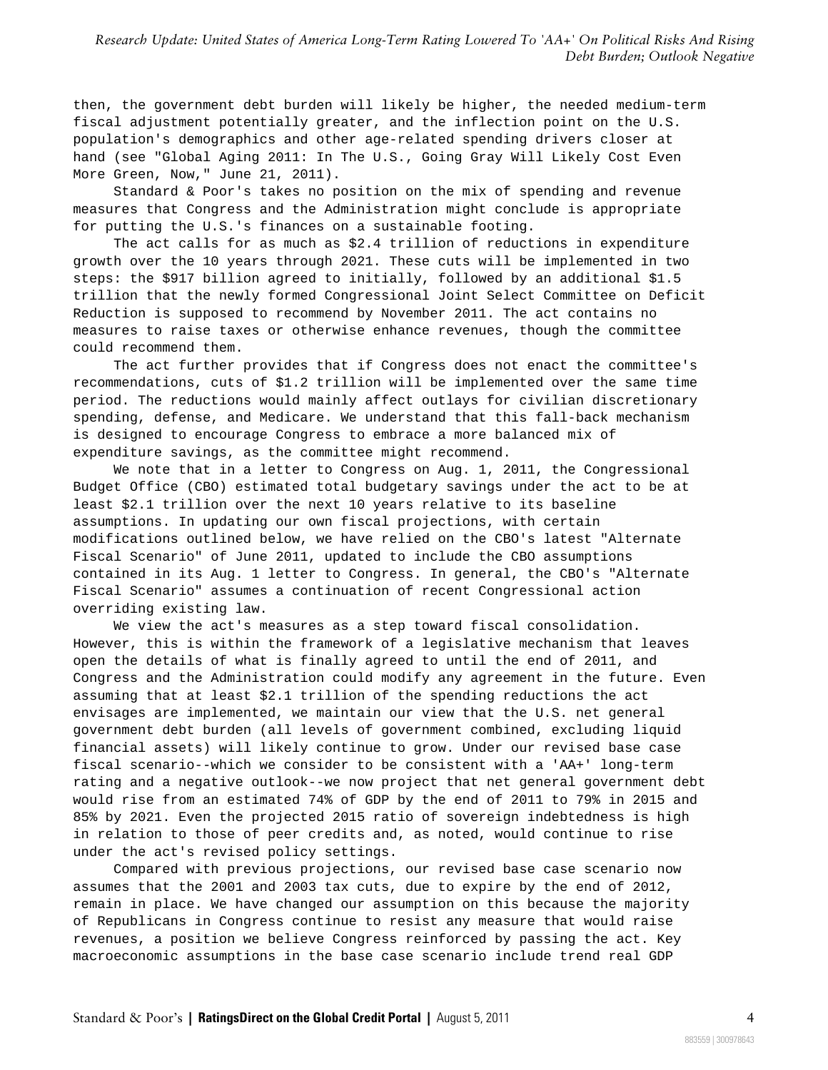then, the government debt burden will likely be higher, the needed medium-term fiscal adjustment potentially greater, and the inflection point on the U.S. population's demographics and other age-related spending drivers closer at hand (see "Global Aging 2011: In The U.S., Going Gray Will Likely Cost Even More Green, Now," June 21, 2011).

Standard & Poor's takes no position on the mix of spending and revenue measures that Congress and the Administration might conclude is appropriate for putting the U.S.'s finances on a sustainable footing.

The act calls for as much as $2.4 trillion of reductions in expenditure growth over the 10 years through 2021. These cuts will be implemented in two steps: the $917 billion agreed to initially, followed by an additional $1.5 trillion that the newly formed Congressional Joint Select Committee on Deficit Reduction is supposed to recommend by November 2011. The act contains no measures to raise taxes or otherwise enhance revenues, though the committee could recommend them.

The act further provides that if Congress does not enact the committee's recommendations, cuts of $1.2 trillion will be implemented over the same time period. The reductions would mainly affect outlays for civilian discretionary spending, defense, and Medicare. We understand that this fall-back mechanism is designed to encourage Congress to embrace a more balanced mix of expenditure savings, as the committee might recommend.

We note that in a letter to Congress on Aug. 1, 2011, the Congressional Budget Office (CBO) estimated total budgetary savings under the act to be at least $2.1 trillion over the next 10 years relative to its baseline assumptions. In updating our own fiscal projections, with certain modifications outlined below, we have relied on the CBO's latest "Alternate Fiscal Scenario" of June 2011, updated to include the CBO assumptions contained in its Aug. 1 letter to Congress. In general, the CBO's "Alternate Fiscal Scenario" assumes a continuation of recent Congressional action overriding existing law.

We view the act's measures as a step toward fiscal consolidation. However, this is within the framework of a legislative mechanism that leaves open the details of what is finally agreed to until the end of 2011, and Congress and the Administration could modify any agreement in the future. Even assuming that at least $2.1 trillion of the spending reductions the act envisages are implemented, we maintain our view that the U.S. net general government debt burden (all levels of government combined, excluding liquid financial assets) will likely continue to grow. Under our revised base case fiscal scenario--which we consider to be consistent with a 'AA+' long-term rating and a negative outlook--we now project that net general government debt would rise from an estimated 74% of GDP by the end of 2011 to 79% in 2015 and 85% by 2021. Even the projected 2015 ratio of sovereign indebtedness is high in relation to those of peer credits and, as noted, would continue to rise under the act's revised policy settings.

Compared with previous projections, our revised base case scenario now assumes that the 2001 and 2003 tax cuts, due to expire by the end of 2012, remain in place. We have changed our assumption on this because the majority of Republicans in Congress continue to resist any measure that would raise revenues, a position we believe Congress reinforced by passing the act. Key macroeconomic assumptions in the base case scenario include trend real GDP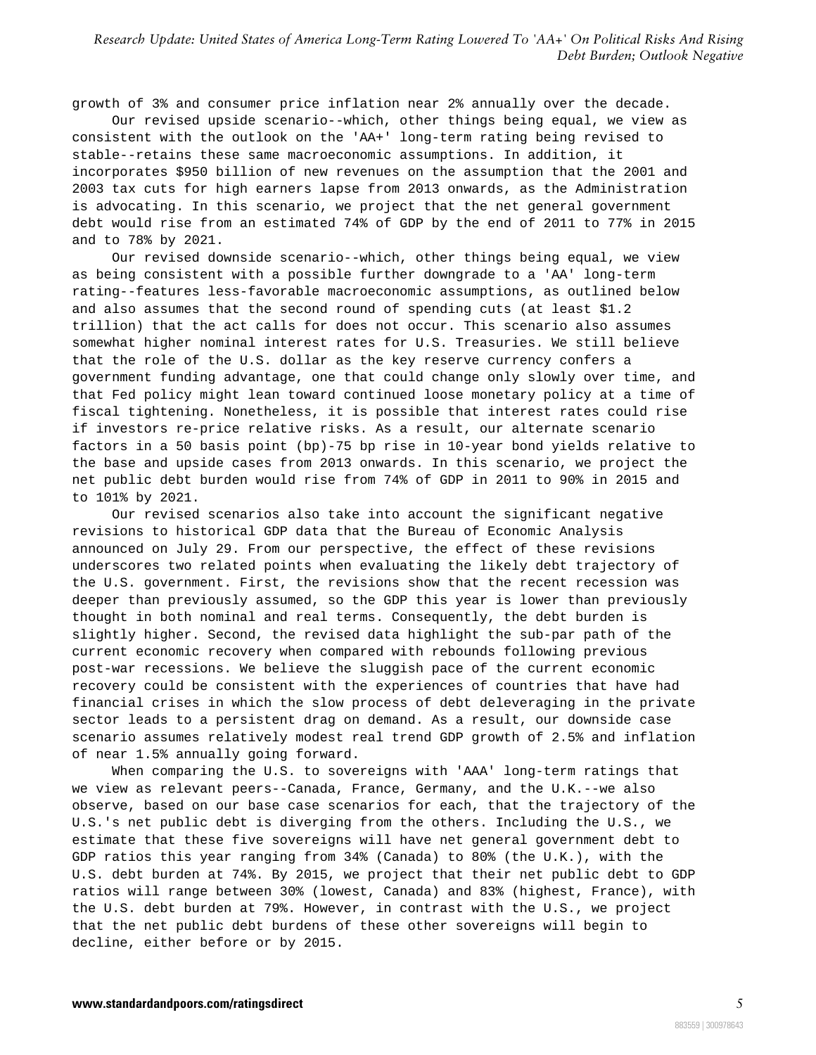growth of 3% and consumer price inflation near 2% annually over the decade.

Our revised upside scenario--which, other things being equal, we view as consistent with the outlook on the 'AA+' long-term rating being revised to stable--retains these same macroeconomic assumptions. In addition, it incorporates $950 billion of new revenues on the assumption that the 2001 and 2003 tax cuts for high earners lapse from 2013 onwards, as the Administration is advocating. In this scenario, we project that the net general government debt would rise from an estimated 74% of GDP by the end of 2011 to 77% in 2015 and to 78% by 2021.

Our revised downside scenario--which, other things being equal, we view as being consistent with a possible further downgrade to a 'AA' long-term rating--features less-favorable macroeconomic assumptions, as outlined below and also assumes that the second round of spending cuts (at least $1.2 trillion) that the act calls for does not occur. This scenario also assumes somewhat higher nominal interest rates for U.S. Treasuries. We still believe that the role of the U.S. dollar as the key reserve currency confers a government funding advantage, one that could change only slowly over time, and that Fed policy might lean toward continued loose monetary policy at a time of fiscal tightening. Nonetheless, it is possible that interest rates could rise if investors re-price relative risks. As a result, our alternate scenario factors in a 50 basis point (bp)-75 bp rise in 10-year bond yields relative to the base and upside cases from 2013 onwards. In this scenario, we project the net public debt burden would rise from 74% of GDP in 2011 to 90% in 2015 and to 101% by 2021.

Our revised scenarios also take into account the significant negative revisions to historical GDP data that the Bureau of Economic Analysis announced on July 29. From our perspective, the effect of these revisions underscores two related points when evaluating the likely debt trajectory of the U.S. government. First, the revisions show that the recent recession was deeper than previously assumed, so the GDP this year is lower than previously thought in both nominal and real terms. Consequently, the debt burden is slightly higher. Second, the revised data highlight the sub-par path of the current economic recovery when compared with rebounds following previous post-war recessions. We believe the sluggish pace of the current economic recovery could be consistent with the experiences of countries that have had financial crises in which the slow process of debt deleveraging in the private sector leads to a persistent drag on demand. As a result, our downside case scenario assumes relatively modest real trend GDP growth of 2.5% and inflation of near 1.5% annually going forward.

When comparing the U.S. to sovereigns with 'AAA' long-term ratings that we view as relevant peers--Canada, France, Germany, and the U.K.--we also observe, based on our base case scenarios for each, that the trajectory of the U.S.'s net public debt is diverging from the others. Including the U.S., we estimate that these five sovereigns will have net general government debt to GDP ratios this year ranging from 34% (Canada) to 80% (the U.K.), with the U.S. debt burden at 74%. By 2015, we project that their net public debt to GDP ratios will range between 30% (lowest, Canada) and 83% (highest, France), with the U.S. debt burden at 79%. However, in contrast with the U.S., we project that the net public debt burdens of these other sovereigns will begin to decline, either before or by 2015.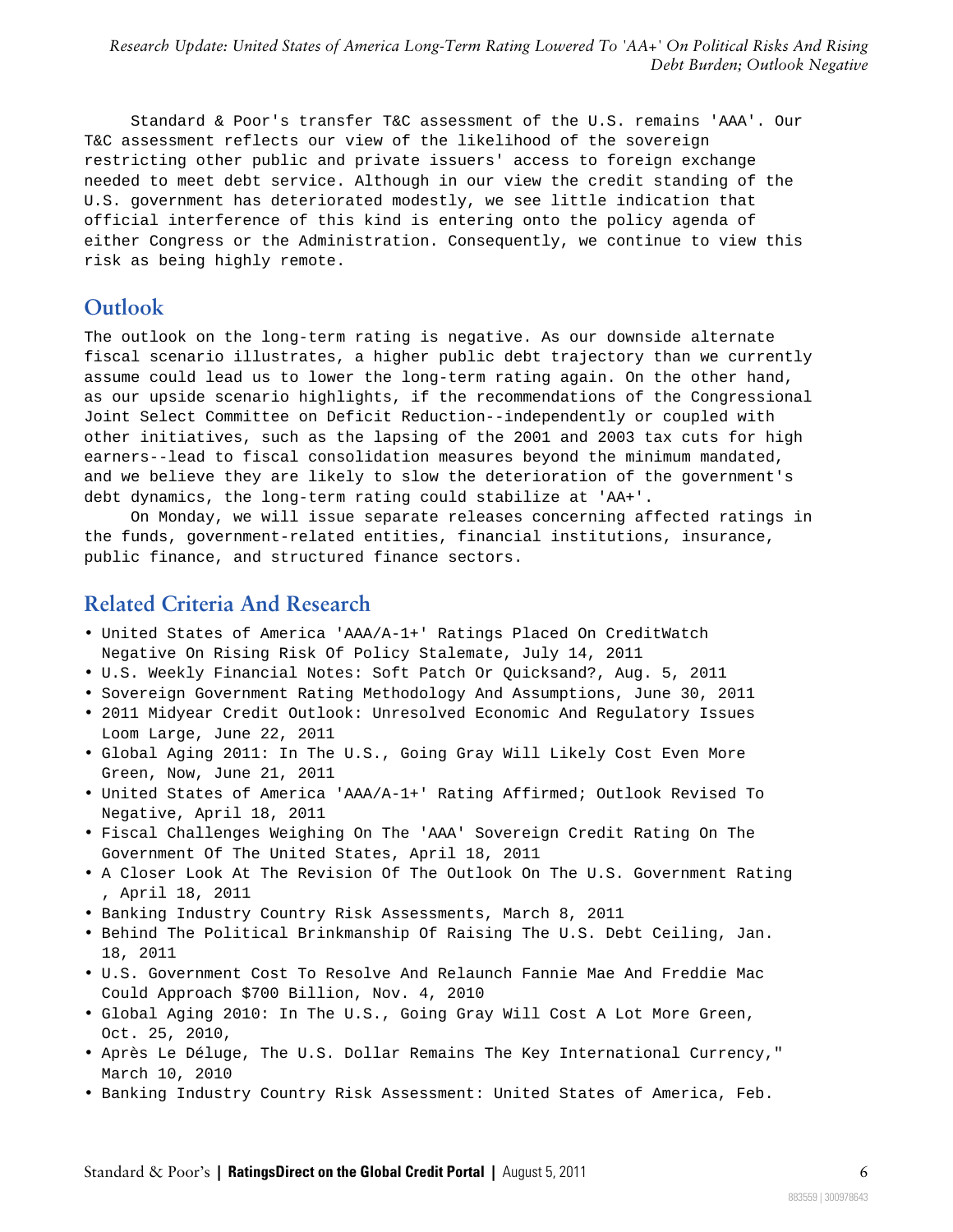Standard & Poor's transfer T&C assessment of the U.S. remains 'AAA'. Our T&C assessment reflects our view of the likelihood of the sovereign restricting other public and private issuers' access to foreign exchange needed to meet debt service. Although in our view the credit standing of the U.S. government has deteriorated modestly, we see little indication that official interference of this kind is entering onto the policy agenda of either Congress or the Administration. Consequently, we continue to view this risk as being highly remote.

## Outlook

The outlook on the long-term rating is negative. As our downside alternate fiscal scenario illustrates, a higher public debt trajectory than we currently assume could lead us to lower the long-term rating again. On the other hand, as our upside scenario highlights, if the recommendations of the Congressional Joint Select Committee on Deficit Reduction--independently or coupled with other initiatives, such as the lapsing of the 2001 and 2003 tax cuts for high earners--lead to fiscal consolidation measures beyond the minimum mandated, and we believe they are likely to slow the deterioration of the government's debt dynamics, the long-term rating could stabilize at 'AA+'.

On Monday, we will issue separate releases concerning affected ratings in the funds, government-related entities, financial institutions, insurance, public finance, and structured finance sectors.

## Related Criteria And Research

- United States of America 'AAA/A-1+' Ratings Placed On CreditWatch Negative On Rising Risk Of Policy Stalemate, July 14, 2011
- U.S. Weekly Financial Notes: Soft Patch Or Quicksand?, Aug. 5, 2011
- Sovereign Government Rating Methodology And Assumptions, June 30, 2011
- 2011 Midyear Credit Outlook: Unresolved Economic And Regulatory Issues Loom Large, June 22, 2011
- Global Aging 2011: In The U.S., Going Gray Will Likely Cost Even More Green, Now, June 21, 2011
- United States of America 'AAA/A-1+' Rating Affirmed; Outlook Revised To Negative, April 18, 2011
- Fiscal Challenges Weighing On The 'AAA' Sovereign Credit Rating On The Government Of The United States, April 18, 2011
- A Closer Look At The Revision Of The Outlook On The U.S. Government Rating , April 18, 2011
- Banking Industry Country Risk Assessments, March 8, 2011
- Behind The Political Brinkmanship Of Raising The U.S. Debt Ceiling, Jan. 18, 2011
- U.S. Government Cost To Resolve And Relaunch Fannie Mae And Freddie Mac Could Approach $700 Billion, Nov. 4, 2010
- Global Aging 2010: In The U.S., Going Gray Will Cost A Lot More Green, Oct. 25, 2010,
- Après Le Déluge, The U.S. Dollar Remains The Key International Currency," March 10, 2010
- Banking Industry Country Risk Assessment: United States of America, Feb.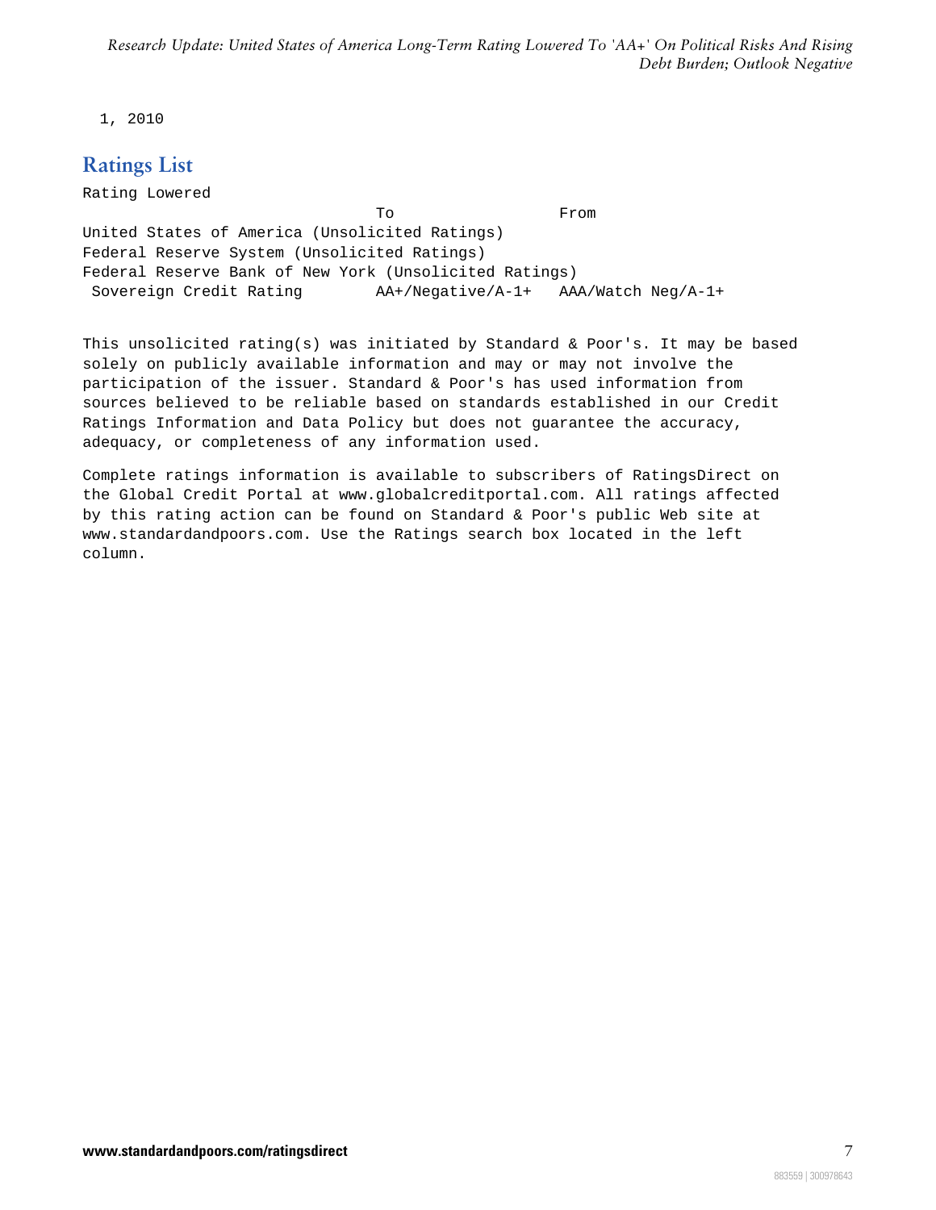1, 2010

## Ratings List

Rating Lowered

| | To | From |
|---|---|---|
| United States of America (Unsolicited Ratings) | | |
| Federal Reserve System (Unsolicited Ratings) | | |
| Federal Reserve Bank of New York (Unsolicited Ratings) | | |
| Sovereign Credit Rating | AA+/Negative/A-1+ | AAA/Watch Neg/A-1+ |

This unsolicited rating(s) was initiated by Standard & Poor's. It may be based solely on publicly available information and may or may not involve the participation of the issuer. Standard & Poor's has used information from sources believed to be reliable based on standards established in our Credit Ratings Information and Data Policy but does not guarantee the accuracy, adequacy, or completeness of any information used.

Complete ratings information is available to subscribers of RatingsDirect on the Global Credit Portal at www.globalcreditportal.com. All ratings affected by this rating action can be found on Standard & Poor's public Web site at www.standardandpoors.com. Use the Ratings search box located in the left column.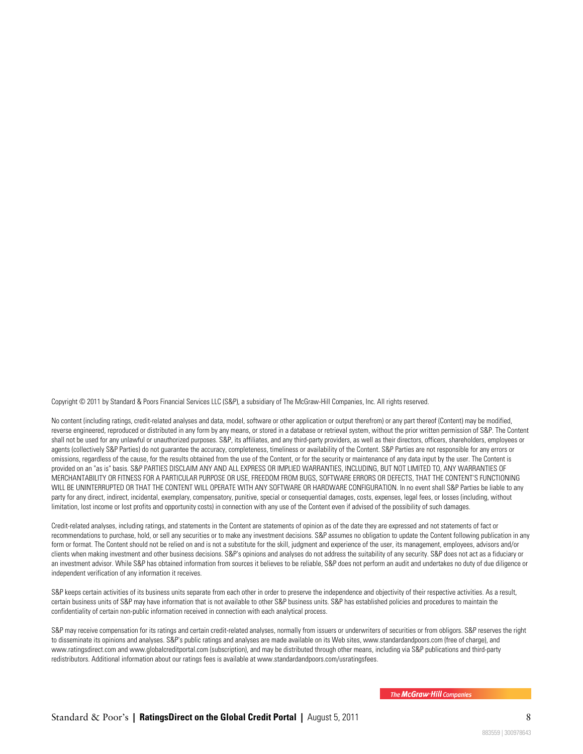Copyright © 2011 by Standard & Poors Financial Services LLC (S&P), a subsidiary of The McGraw-Hill Companies, Inc. All rights reserved.

No content (including ratings, credit-related analyses and data, model, software or other application or output therefrom) or any part thereof (Content) may be modified, reverse engineered, reproduced or distributed in any form by any means, or stored in a database or retrieval system, without the prior written permission of S&P. The Content shall not be used for any unlawful or unauthorized purposes. S&P, its affiliates, and any third-party providers, as well as their directors, officers, shareholders, employees or agents (collectively S&P Parties) do not guarantee the accuracy, completeness, timeliness or availability of the Content. S&P Parties are not responsible for any errors or omissions, regardless of the cause, for the results obtained from the use of the Content, or for the security or maintenance of any data input by the user. The Content is provided on an "as is" basis. S&P PARTIES DISCLAIM ANY AND ALL EXPRESS OR IMPLIED WARRANTIES, INCLUDING, BUT NOT LIMITED TO, ANY WARRANTIES OF MERCHANTABILITY OR FITNESS FOR A PARTICULAR PURPOSE OR USE, FREEDOM FROM BUGS, SOFTWARE ERRORS OR DEFECTS, THAT THE CONTENT'S FUNCTIONING WILL BE UNINTERRUPTED OR THAT THE CONTENT WILL OPERATE WITH ANY SOFTWARE OR HARDWARE CONFIGURATION. In no event shall S&P Parties be liable to any party for any direct, indirect, incidental, exemplary, compensatory, punitive, special or consequential damages, costs, expenses, legal fees, or losses (including, without limitation, lost income or lost profits and opportunity costs) in connection with any use of the Content even if advised of the possibility of such damages.

Credit-related analyses, including ratings, and statements in the Content are statements of opinion as of the date they are expressed and not statements of fact or recommendations to purchase, hold, or sell any securities or to make any investment decisions. S&P assumes no obligation to update the Content following publication in any form or format. The Content should not be relied on and is not a substitute for the skill, judgment and experience of the user, its management, employees, advisors and/or clients when making investment and other business decisions. S&P's opinions and analyses do not address the suitability of any security. S&P does not act as a fiduciary or an investment advisor. While S&P has obtained information from sources it believes to be reliable, S&P does not perform an audit and undertakes no duty of due diligence or independent verification of any information it receives.

S&P keeps certain activities of its business units separate from each other in order to preserve the independence and objectivity of their respective activities. As a result, certain business units of S&P may have information that is not available to other S&P business units. S&P has established policies and procedures to maintain the confidentiality of certain non-public information received in connection with each analytical process.

S&P may receive compensation for its ratings and certain credit-related analyses, normally from issuers or underwriters of securities or from obligors. S&P reserves the right to disseminate its opinions and analyses. S&P's public ratings and analyses are made available on its Web sites, www.standardandpoors.com (free of charge), and www.ratingsdirect.com and www.globalcreditportal.com (subscription), and may be distributed through other means, including via S&P publications and third-party redistributors. Additional information about our ratings fees is available at www.standardandpoors.com/usratingsfees.

The McGraw·Hill Companies